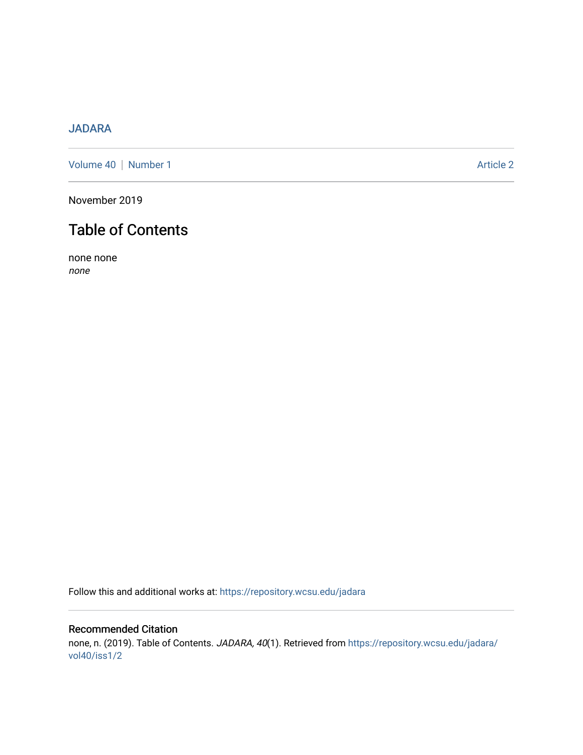JADARA

Volume 40 | Number 1 Article 2

November 2019

# Table of Contents

none none
*none*

Follow this and additional works at: https://repository.wcsu.edu/jadara

## Recommended Citation

none, n. (2019). Table of Contents. *JADARA, 40*(1). Retrieved from https://repository.wcsu.edu/jadara/vol40/iss1/2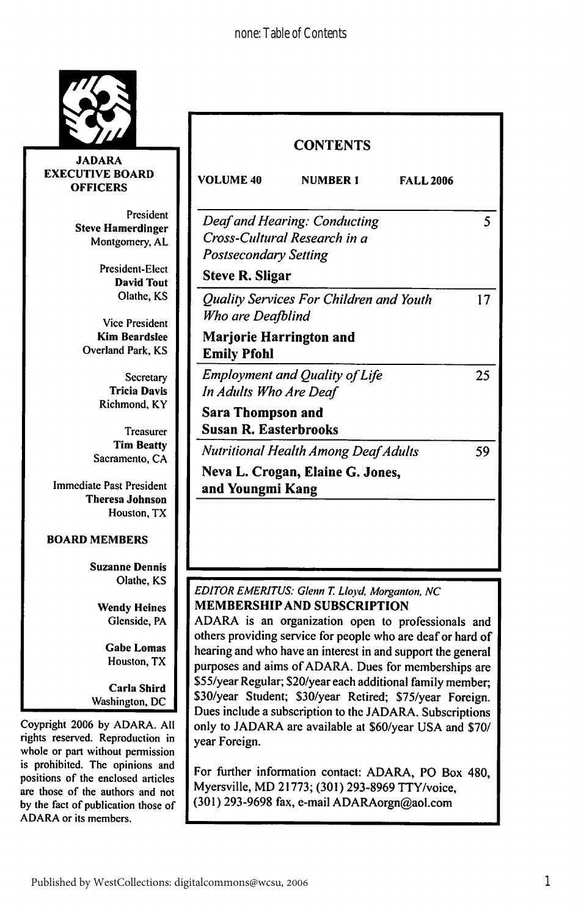## JADARA EXECUTIVE BOARD OFFICERS

President
**Steve Hamerdinger**
Montgomery, AL

President-Elect
**David Tout**
Olathe, KS

Vice President
**Kim Beardslee**
Overland Park, KS

Secretary
**Tricia Davis**
Richmond, KY

Treasurer
**Tim Beatty**
Sacramento, CA

Immediate Past President
**Theresa Johnson**
Houston, TX

### BOARD MEMBERS

**Suzanne Dennis**
Olathe, KS

**Wendy Heines**
Glenside, PA

**Gabe Lomas**
Houston, TX

**Carla Shird**
Washington, DC

Copyright 2006 by ADARA. All rights reserved. Reproduction in whole or part without permission is prohibited. The opinions and positions of the enclosed articles are those of the authors and not by the fact of publication those of ADARA or its members.

# CONTENTS

**VOLUME 40** **NUMBER 1** **FALL 2006**

| | |
|---|---|
| *Deaf and Hearing: Conducting Cross-Cultural Research in a Postsecondary Setting* **Steve R. Sligar** | 5 |
| *Quality Services For Children and Youth Who are Deafblind* **Marjorie Harrington and Emily Pfohl** | 17 |
| *Employment and Quality of Life In Adults Who Are Deaf* **Sara Thompson and Susan R. Easterbrooks** | 25 |
| *Nutritional Health Among Deaf Adults* **Neva L. Crogan, Elaine G. Jones, and Youngmi Kang** | 59 |

*EDITOR EMERITUS: Glenn T. Lloyd, Morganton, NC*

**MEMBERSHIP AND SUBSCRIPTION**

ADARA is an organization open to professionals and others providing service for people who are deaf or hard of hearing and who have an interest in and support the general purposes and aims of ADARA. Dues for memberships are $55/year Regular; $20/year each additional family member; $30/year Student; $30/year Retired; $75/year Foreign. Dues include a subscription to the JADARA. Subscriptions only to JADARA are available at $60/year USA and $70/year Foreign.

For further information contact: ADARA, PO Box 480, Myersville, MD 21773; (301) 293-8969 TTY/voice, (301) 293-9698 fax, e-mail ADARAorgn@aol.com